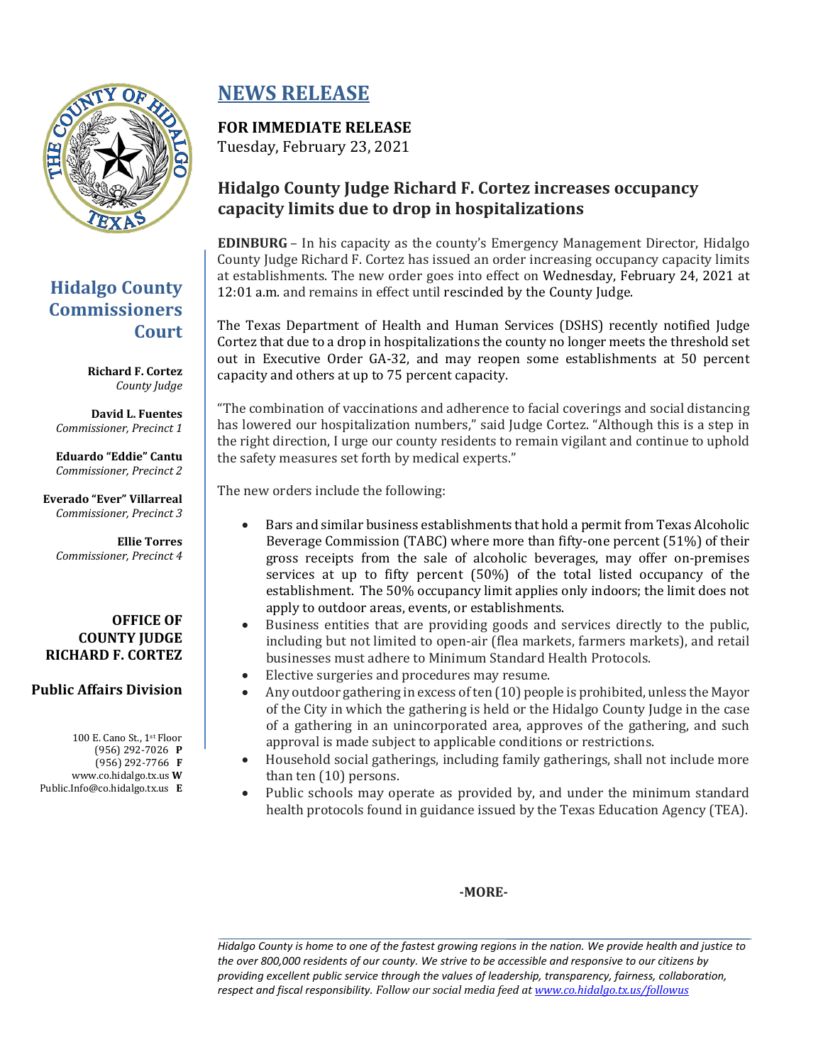# NEWS RELEASE

**FOR IMMEDIATE RELEASE**
Tuesday, February 23, 2021

## Hidalgo County Judge Richard F. Cortez increases occupancy capacity limits due to drop in hospitalizations

**Hidalgo County Commissioners Court**

**Richard F. Cortez**
*County Judge*

**David L. Fuentes**
*Commissioner, Precinct 1*

**Eduardo "Eddie" Cantu**
*Commissioner, Precinct 2*

**Everado "Ever" Villarreal**
*Commissioner, Precinct 3*

**Ellie Torres**
*Commissioner, Precinct 4*

**OFFICE OF COUNTY JUDGE RICHARD F. CORTEZ**

**Public Affairs Division**

100 E. Cano St., 1st Floor
(956) 292-7026 **P**
(956) 292-7766 **F**
www.co.hidalgo.tx.us **W**
Public.Info@co.hidalgo.tx.us **E**

**EDINBURG** – In his capacity as the county's Emergency Management Director, Hidalgo County Judge Richard F. Cortez has issued an order increasing occupancy capacity limits at establishments. The new order goes into effect on Wednesday, February 24, 2021 at 12:01 a.m. and remains in effect until rescinded by the County Judge.

The Texas Department of Health and Human Services (DSHS) recently notified Judge Cortez that due to a drop in hospitalizations the county no longer meets the threshold set out in Executive Order GA-32, and may reopen some establishments at 50 percent capacity and others at up to 75 percent capacity.

"The combination of vaccinations and adherence to facial coverings and social distancing has lowered our hospitalization numbers," said Judge Cortez. "Although this is a step in the right direction, I urge our county residents to remain vigilant and continue to uphold the safety measures set forth by medical experts."

The new orders include the following:

- Bars and similar business establishments that hold a permit from Texas Alcoholic Beverage Commission (TABC) where more than fifty-one percent (51%) of their gross receipts from the sale of alcoholic beverages, may offer on-premises services at up to fifty percent (50%) of the total listed occupancy of the establishment. The 50% occupancy limit applies only indoors; the limit does not apply to outdoor areas, events, or establishments.
- Business entities that are providing goods and services directly to the public, including but not limited to open-air (flea markets, farmers markets), and retail businesses must adhere to Minimum Standard Health Protocols.
- Elective surgeries and procedures may resume.
- Any outdoor gathering in excess of ten (10) people is prohibited, unless the Mayor of the City in which the gathering is held or the Hidalgo County Judge in the case of a gathering in an unincorporated area, approves of the gathering, and such approval is made subject to applicable conditions or restrictions.
- Household social gatherings, including family gatherings, shall not include more than ten (10) persons.
- Public schools may operate as provided by, and under the minimum standard health protocols found in guidance issued by the Texas Education Agency (TEA).

**-MORE-**

*Hidalgo County is home to one of the fastest growing regions in the nation. We provide health and justice to the over 800,000 residents of our county. We strive to be accessible and responsive to our citizens by providing excellent public service through the values of leadership, transparency, fairness, collaboration, respect and fiscal responsibility. Follow our social media feed at [www.co.hidalgo.tx.us/followus](www.co.hidalgo.tx.us/followus)*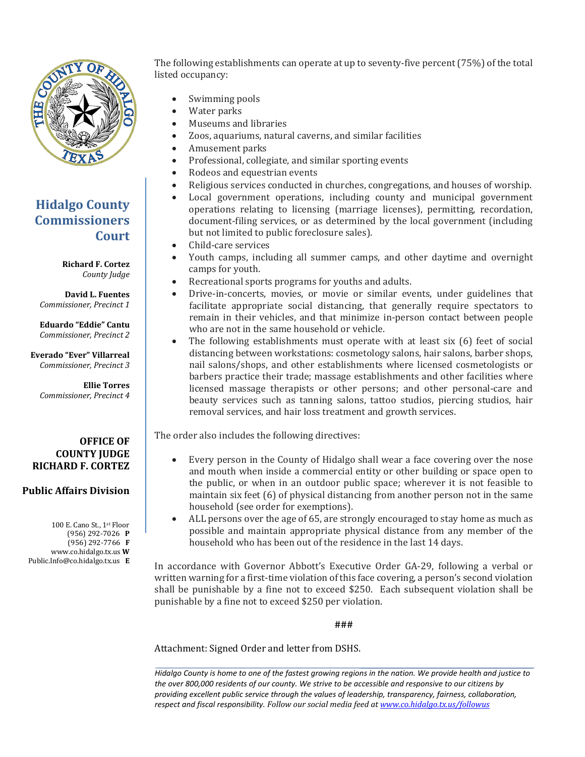**Hidalgo County Commissioners Court**

**Richard F. Cortez**
*County Judge*

**David L. Fuentes**
*Commissioner, Precinct 1*

**Eduardo "Eddie" Cantu**
*Commissioner, Precinct 2*

**Everado "Ever" Villarreal**
*Commissioner, Precinct 3*

**Ellie Torres**
*Commissioner, Precinct 4*

**OFFICE OF COUNTY JUDGE RICHARD F. CORTEZ**

**Public Affairs Division**

100 E. Cano St., 1st Floor
(956) 292-7026 **P**
(956) 292-7766 **F**
www.co.hidalgo.tx.us **W**
Public.Info@co.hidalgo.tx.us **E**

The following establishments can operate at up to seventy-five percent (75%) of the total listed occupancy:

- Swimming pools
- Water parks
- Museums and libraries
- Zoos, aquariums, natural caverns, and similar facilities
- Amusement parks
- Professional, collegiate, and similar sporting events
- Rodeos and equestrian events
- Religious services conducted in churches, congregations, and houses of worship.
- Local government operations, including county and municipal government operations relating to licensing (marriage licenses), permitting, recordation, document-filing services, or as determined by the local government (including but not limited to public foreclosure sales).
- Child-care services
- Youth camps, including all summer camps, and other daytime and overnight camps for youth.
- Recreational sports programs for youths and adults.
- Drive-in-concerts, movies, or movie or similar events, under guidelines that facilitate appropriate social distancing, that generally require spectators to remain in their vehicles, and that minimize in-person contact between people who are not in the same household or vehicle.
- The following establishments must operate with at least six (6) feet of social distancing between workstations: cosmetology salons, hair salons, barber shops, nail salons/shops, and other establishments where licensed cosmetologists or barbers practice their trade; massage establishments and other facilities where licensed massage therapists or other persons; and other personal-care and beauty services such as tanning salons, tattoo studios, piercing studios, hair removal services, and hair loss treatment and growth services.

The order also includes the following directives:

- Every person in the County of Hidalgo shall wear a face covering over the nose and mouth when inside a commercial entity or other building or space open to the public, or when in an outdoor public space; wherever it is not feasible to maintain six feet (6) of physical distancing from another person not in the same household (see order for exemptions).
- ALL persons over the age of 65, are strongly encouraged to stay home as much as possible and maintain appropriate physical distance from any member of the household who has been out of the residence in the last 14 days.

In accordance with Governor Abbott's Executive Order GA-29, following a verbal or written warning for a first-time violation of this face covering, a person's second violation shall be punishable by a fine not to exceed $250. Each subsequent violation shall be punishable by a fine not to exceed $250 per violation.

###

Attachment: Signed Order and letter from DSHS.

*Hidalgo County is home to one of the fastest growing regions in the nation. We provide health and justice to the over 800,000 residents of our county. We strive to be accessible and responsive to our citizens by providing excellent public service through the values of leadership, transparency, fairness, collaboration, respect and fiscal responsibility. Follow our social media feed at www.co.hidalgo.tx.us/followus*